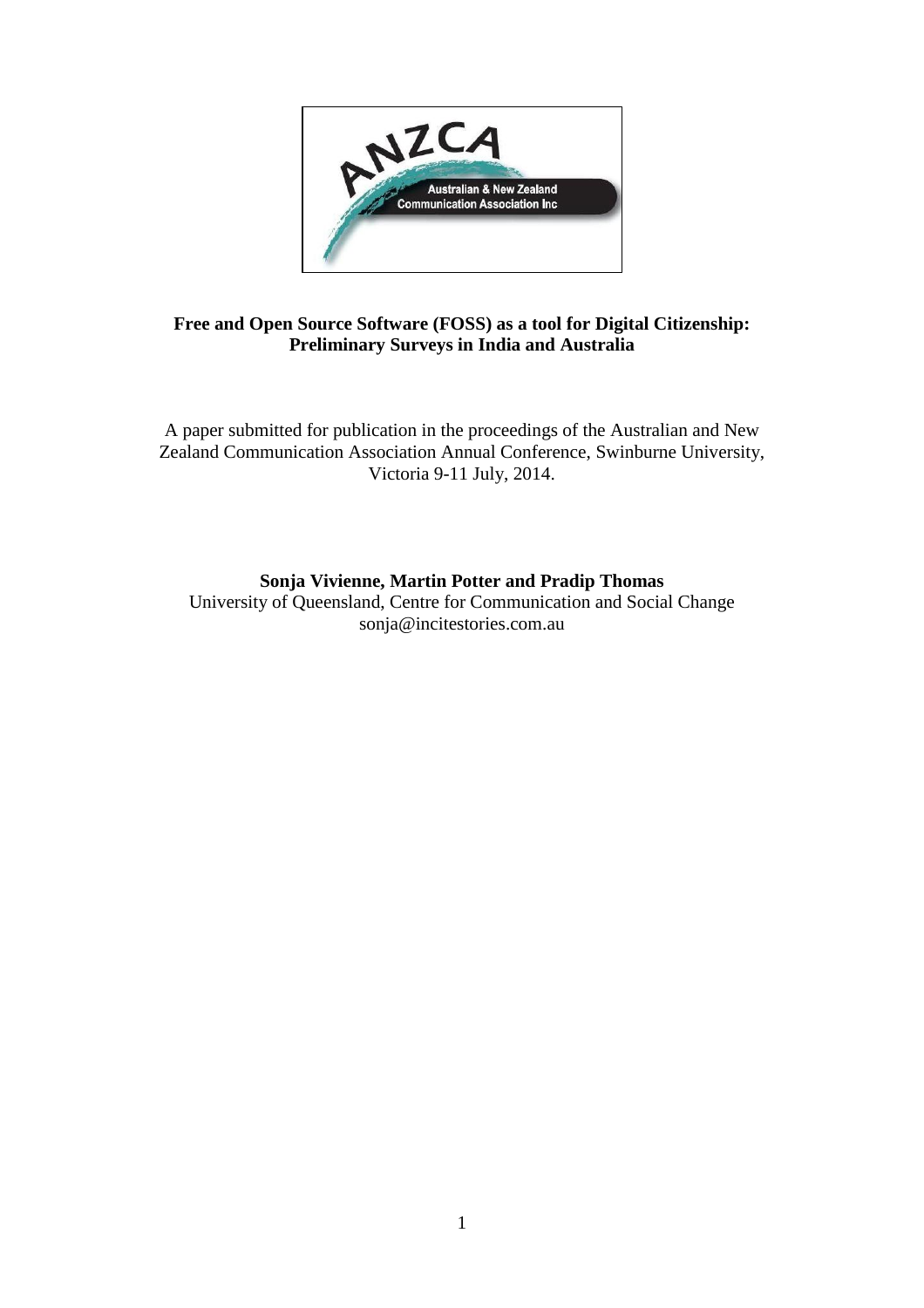**Free and Open Source Software (FOSS) as a tool for Digital Citizenship: Preliminary Surveys in India and Australia**

A paper submitted for publication in the proceedings of the Australian and New Zealand Communication Association Annual Conference, Swinburne University, Victoria 9-11 July, 2014.

**Sonja Vivienne, Martin Potter and Pradip Thomas**
University of Queensland, Centre for Communication and Social Change
sonja@incitestories.com.au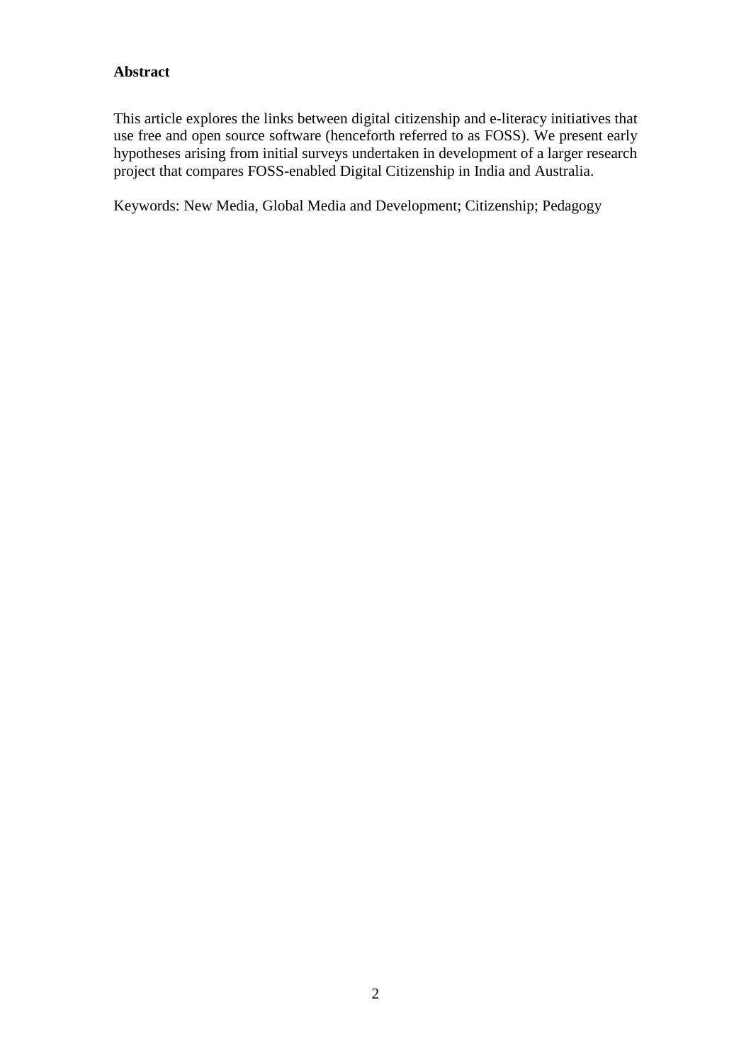**Abstract**

This article explores the links between digital citizenship and e-literacy initiatives that use free and open source software (henceforth referred to as FOSS). We present early hypotheses arising from initial surveys undertaken in development of a larger research project that compares FOSS-enabled Digital Citizenship in India and Australia.

Keywords: New Media, Global Media and Development; Citizenship; Pedagogy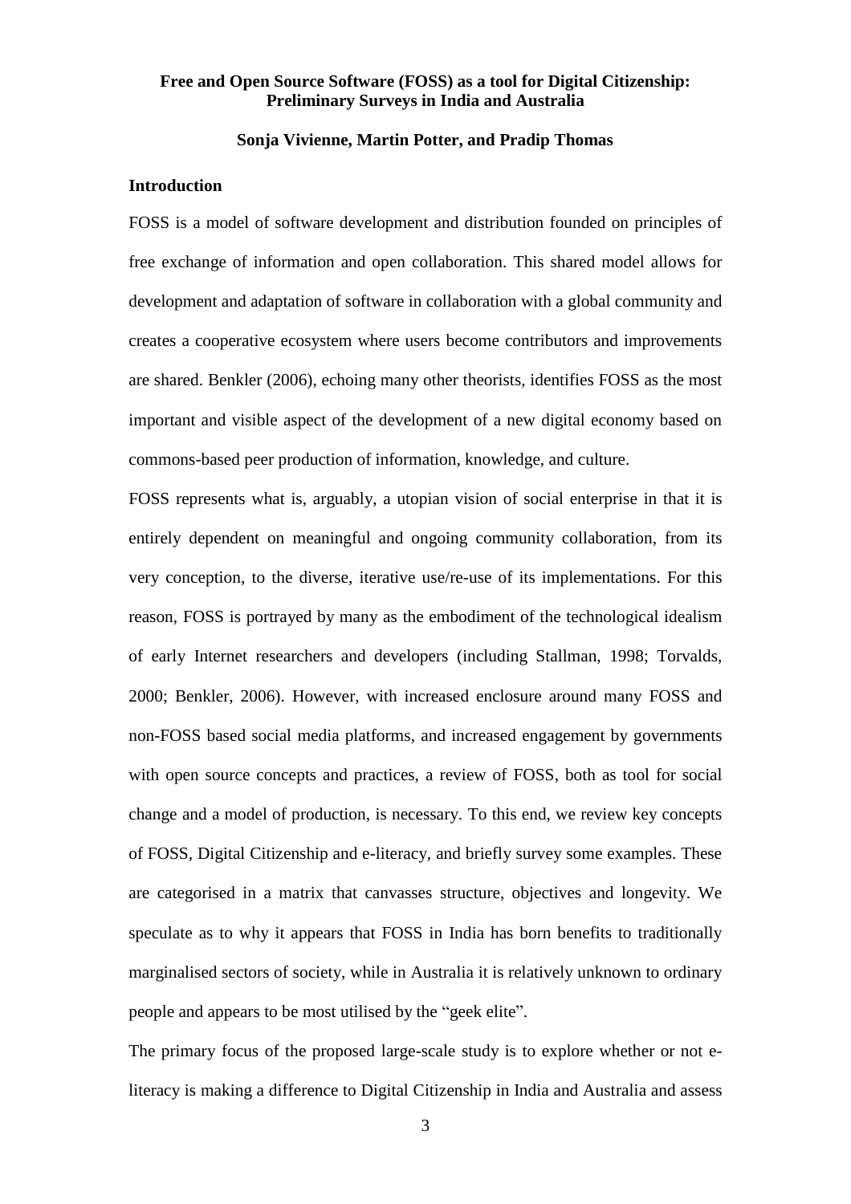**Free and Open Source Software (FOSS) as a tool for Digital Citizenship: Preliminary Surveys in India and Australia**

**Sonja Vivienne, Martin Potter, and Pradip Thomas**

## Introduction

FOSS is a model of software development and distribution founded on principles of free exchange of information and open collaboration. This shared model allows for development and adaptation of software in collaboration with a global community and creates a cooperative ecosystem where users become contributors and improvements are shared. Benkler (2006), echoing many other theorists, identifies FOSS as the most important and visible aspect of the development of a new digital economy based on commons-based peer production of information, knowledge, and culture.

FOSS represents what is, arguably, a utopian vision of social enterprise in that it is entirely dependent on meaningful and ongoing community collaboration, from its very conception, to the diverse, iterative use/re-use of its implementations. For this reason, FOSS is portrayed by many as the embodiment of the technological idealism of early Internet researchers and developers (including Stallman, 1998; Torvalds, 2000; Benkler, 2006). However, with increased enclosure around many FOSS and non-FOSS based social media platforms, and increased engagement by governments with open source concepts and practices, a review of FOSS, both as tool for social change and a model of production, is necessary. To this end, we review key concepts of FOSS, Digital Citizenship and e-literacy, and briefly survey some examples. These are categorised in a matrix that canvasses structure, objectives and longevity. We speculate as to why it appears that FOSS in India has born benefits to traditionally marginalised sectors of society, while in Australia it is relatively unknown to ordinary people and appears to be most utilised by the "geek elite".

The primary focus of the proposed large-scale study is to explore whether or not e-literacy is making a difference to Digital Citizenship in India and Australia and assess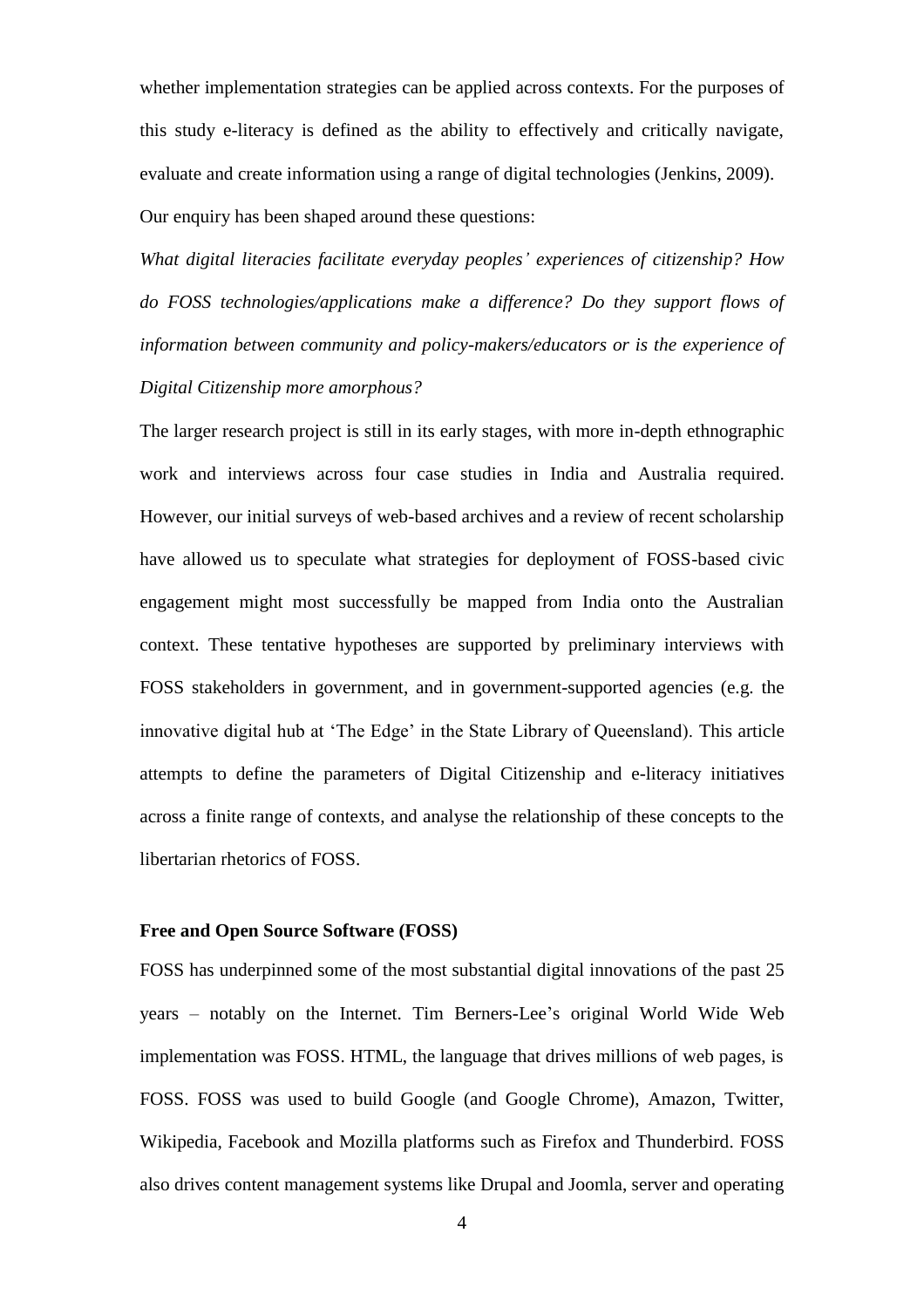whether implementation strategies can be applied across contexts. For the purposes of this study e-literacy is defined as the ability to effectively and critically navigate, evaluate and create information using a range of digital technologies (Jenkins, 2009).

Our enquiry has been shaped around these questions:

*What digital literacies facilitate everyday peoples' experiences of citizenship? How do FOSS technologies/applications make a difference? Do they support flows of information between community and policy-makers/educators or is the experience of Digital Citizenship more amorphous?*

The larger research project is still in its early stages, with more in-depth ethnographic work and interviews across four case studies in India and Australia required. However, our initial surveys of web-based archives and a review of recent scholarship have allowed us to speculate what strategies for deployment of FOSS-based civic engagement might most successfully be mapped from India onto the Australian context. These tentative hypotheses are supported by preliminary interviews with FOSS stakeholders in government, and in government-supported agencies (e.g. the innovative digital hub at 'The Edge' in the State Library of Queensland). This article attempts to define the parameters of Digital Citizenship and e-literacy initiatives across a finite range of contexts, and analyse the relationship of these concepts to the libertarian rhetorics of FOSS.

## Free and Open Source Software (FOSS)

FOSS has underpinned some of the most substantial digital innovations of the past 25 years – notably on the Internet. Tim Berners-Lee's original World Wide Web implementation was FOSS. HTML, the language that drives millions of web pages, is FOSS. FOSS was used to build Google (and Google Chrome), Amazon, Twitter, Wikipedia, Facebook and Mozilla platforms such as Firefox and Thunderbird. FOSS also drives content management systems like Drupal and Joomla, server and operating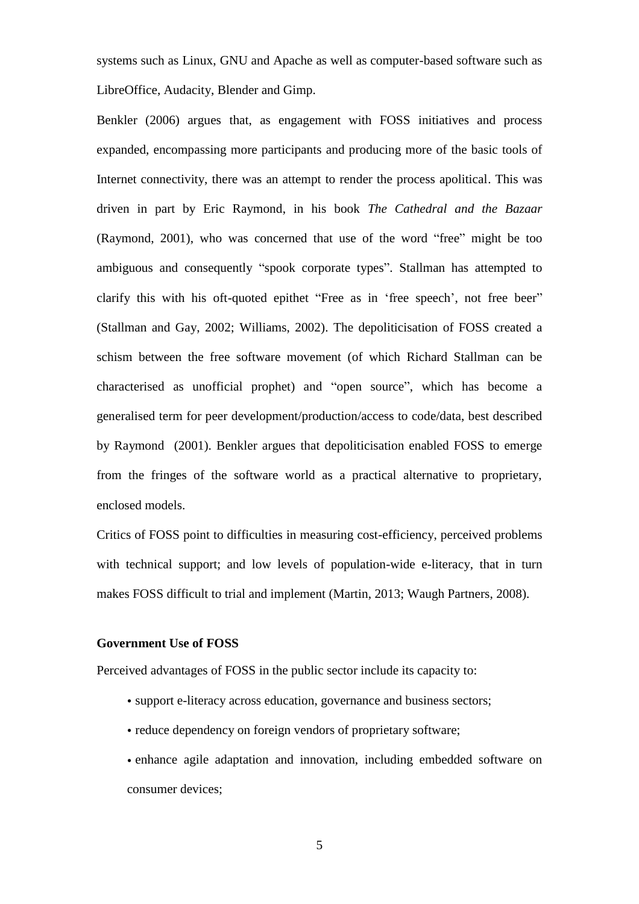systems such as Linux, GNU and Apache as well as computer-based software such as LibreOffice, Audacity, Blender and Gimp.

Benkler (2006) argues that, as engagement with FOSS initiatives and process expanded, encompassing more participants and producing more of the basic tools of Internet connectivity, there was an attempt to render the process apolitical. This was driven in part by Eric Raymond, in his book *The Cathedral and the Bazaar* (Raymond, 2001), who was concerned that use of the word "free" might be too ambiguous and consequently "spook corporate types". Stallman has attempted to clarify this with his oft-quoted epithet "Free as in 'free speech', not free beer" (Stallman and Gay, 2002; Williams, 2002). The depoliticisation of FOSS created a schism between the free software movement (of which Richard Stallman can be characterised as unofficial prophet) and "open source", which has become a generalised term for peer development/production/access to code/data, best described by Raymond (2001). Benkler argues that depoliticisation enabled FOSS to emerge from the fringes of the software world as a practical alternative to proprietary, enclosed models.

Critics of FOSS point to difficulties in measuring cost-efficiency, perceived problems with technical support; and low levels of population-wide e-literacy, that in turn makes FOSS difficult to trial and implement (Martin, 2013; Waugh Partners, 2008).

**Government Use of FOSS**

Perceived advantages of FOSS in the public sector include its capacity to:

- support e-literacy across education, governance and business sectors;
- reduce dependency on foreign vendors of proprietary software;
- enhance agile adaptation and innovation, including embedded software on consumer devices;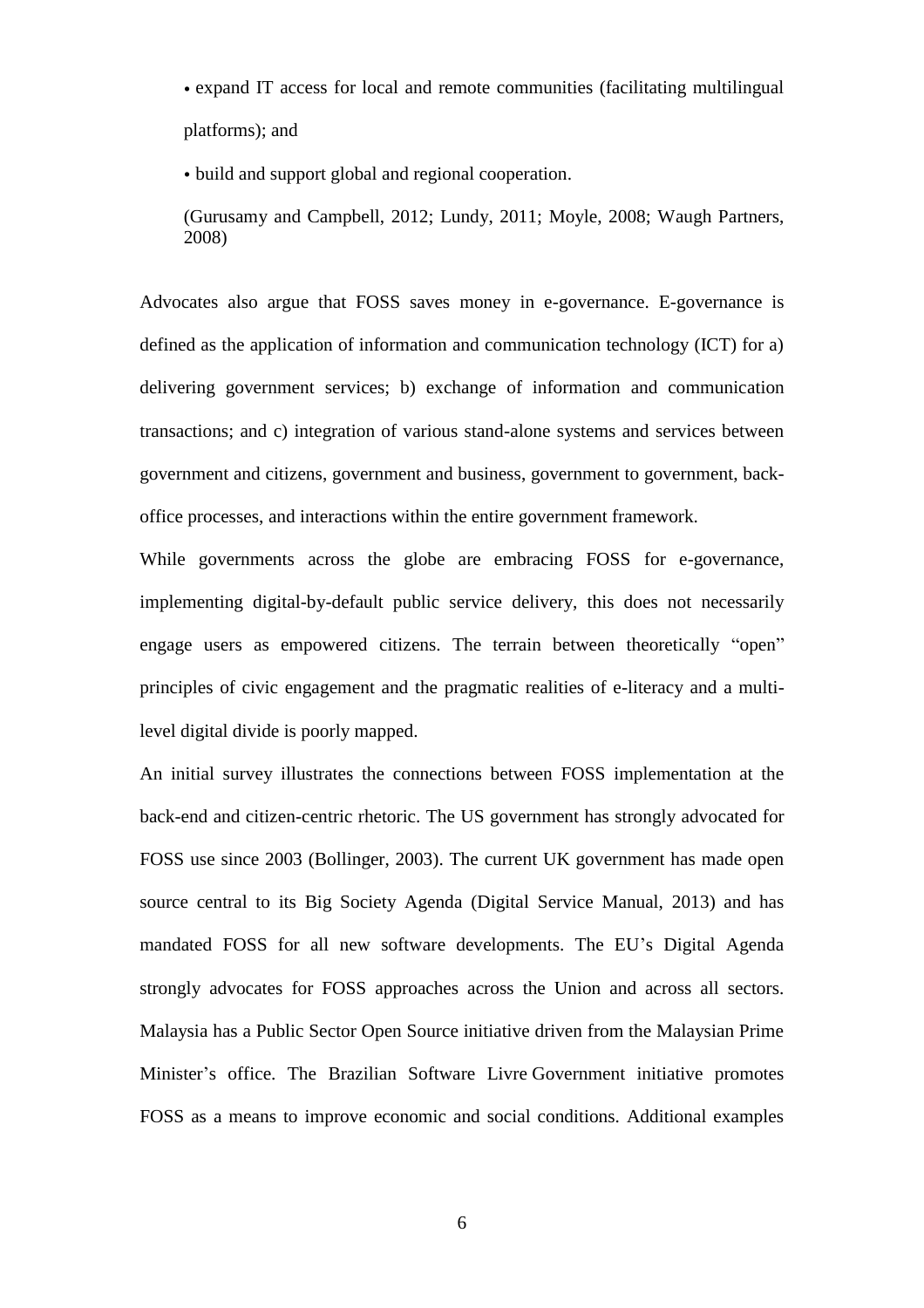- expand IT access for local and remote communities (facilitating multilingual platforms); and
- build and support global and regional cooperation.

(Gurusamy and Campbell, 2012; Lundy, 2011; Moyle, 2008; Waugh Partners, 2008)

Advocates also argue that FOSS saves money in e-governance. E-governance is defined as the application of information and communication technology (ICT) for a) delivering government services; b) exchange of information and communication transactions; and c) integration of various stand-alone systems and services between government and citizens, government and business, government to government, back-office processes, and interactions within the entire government framework.

While governments across the globe are embracing FOSS for e-governance, implementing digital-by-default public service delivery, this does not necessarily engage users as empowered citizens. The terrain between theoretically "open" principles of civic engagement and the pragmatic realities of e-literacy and a multi-level digital divide is poorly mapped.

An initial survey illustrates the connections between FOSS implementation at the back-end and citizen-centric rhetoric. The US government has strongly advocated for FOSS use since 2003 (Bollinger, 2003). The current UK government has made open source central to its Big Society Agenda (Digital Service Manual, 2013) and has mandated FOSS for all new software developments. The EU's Digital Agenda strongly advocates for FOSS approaches across the Union and across all sectors. Malaysia has a Public Sector Open Source initiative driven from the Malaysian Prime Minister's office. The Brazilian Software Livre Government initiative promotes FOSS as a means to improve economic and social conditions. Additional examples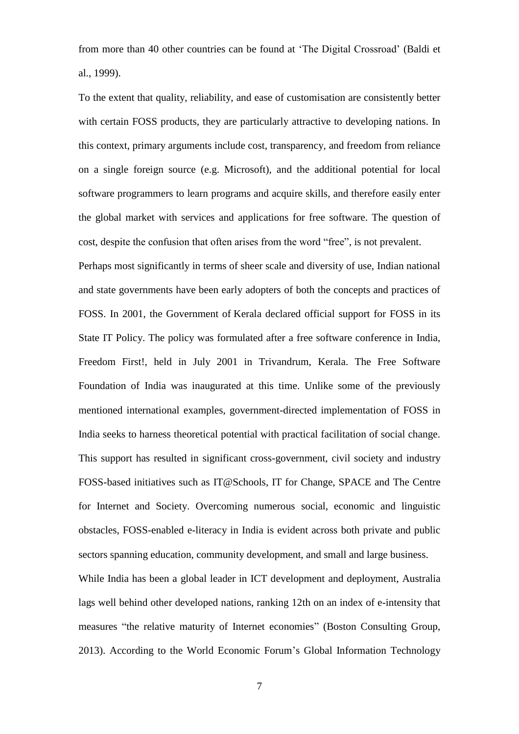from more than 40 other countries can be found at 'The Digital Crossroad' (Baldi et al., 1999).

To the extent that quality, reliability, and ease of customisation are consistently better with certain FOSS products, they are particularly attractive to developing nations. In this context, primary arguments include cost, transparency, and freedom from reliance on a single foreign source (e.g. Microsoft), and the additional potential for local software programmers to learn programs and acquire skills, and therefore easily enter the global market with services and applications for free software. The question of cost, despite the confusion that often arises from the word "free", is not prevalent.

Perhaps most significantly in terms of sheer scale and diversity of use, Indian national and state governments have been early adopters of both the concepts and practices of FOSS. In 2001, the Government of Kerala declared official support for FOSS in its State IT Policy. The policy was formulated after a free software conference in India, Freedom First!, held in July 2001 in Trivandrum, Kerala. The Free Software Foundation of India was inaugurated at this time. Unlike some of the previously mentioned international examples, government-directed implementation of FOSS in India seeks to harness theoretical potential with practical facilitation of social change. This support has resulted in significant cross-government, civil society and industry FOSS-based initiatives such as IT@Schools, IT for Change, SPACE and The Centre for Internet and Society. Overcoming numerous social, economic and linguistic obstacles, FOSS-enabled e-literacy in India is evident across both private and public sectors spanning education, community development, and small and large business.

While India has been a global leader in ICT development and deployment, Australia lags well behind other developed nations, ranking 12th on an index of e-intensity that measures "the relative maturity of Internet economies" (Boston Consulting Group, 2013). According to the World Economic Forum's Global Information Technology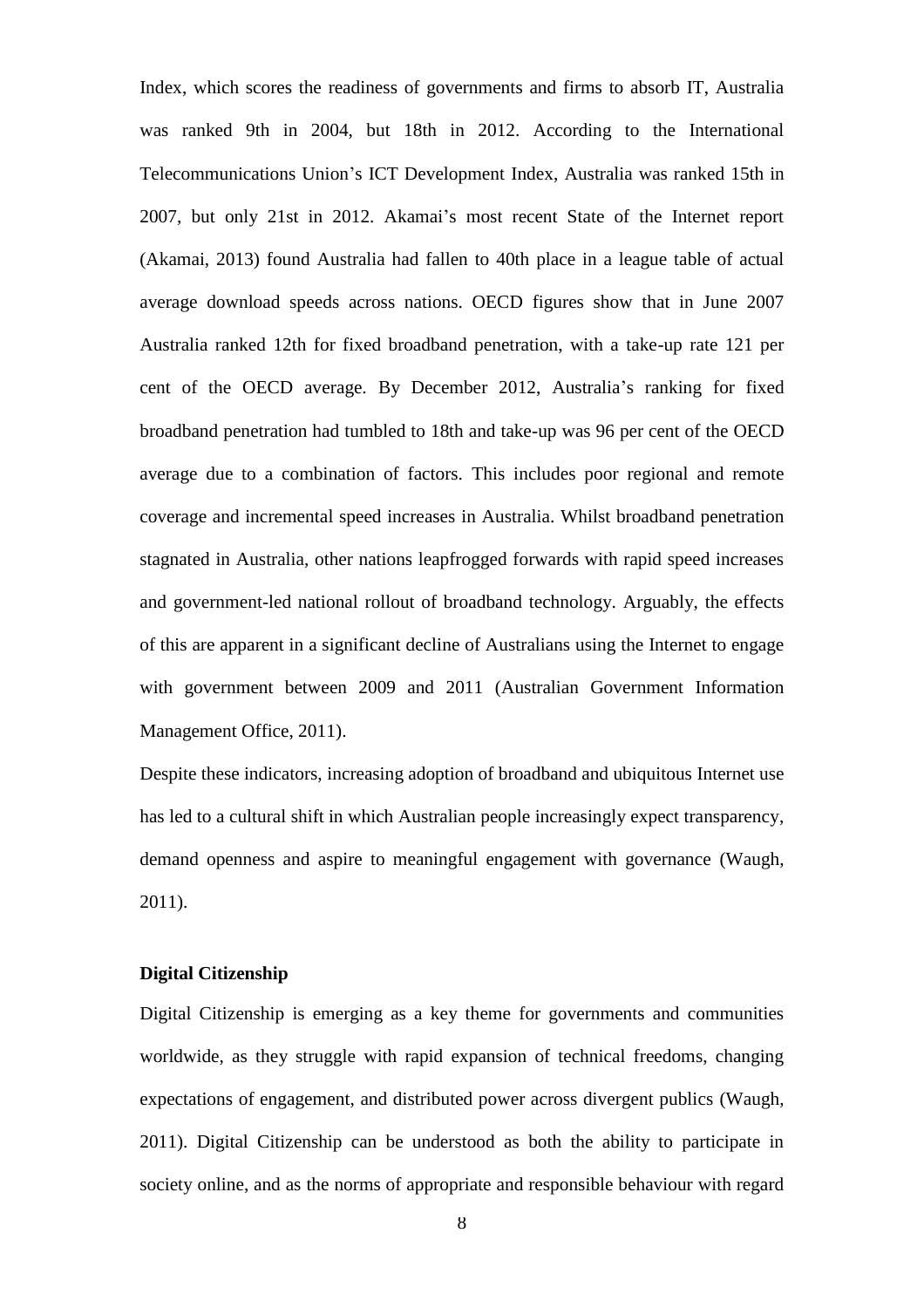Index, which scores the readiness of governments and firms to absorb IT, Australia was ranked 9th in 2004, but 18th in 2012. According to the International Telecommunications Union's ICT Development Index, Australia was ranked 15th in 2007, but only 21st in 2012. Akamai's most recent State of the Internet report (Akamai, 2013) found Australia had fallen to 40th place in a league table of actual average download speeds across nations. OECD figures show that in June 2007 Australia ranked 12th for fixed broadband penetration, with a take-up rate 121 per cent of the OECD average. By December 2012, Australia's ranking for fixed broadband penetration had tumbled to 18th and take-up was 96 per cent of the OECD average due to a combination of factors. This includes poor regional and remote coverage and incremental speed increases in Australia. Whilst broadband penetration stagnated in Australia, other nations leapfrogged forwards with rapid speed increases and government-led national rollout of broadband technology. Arguably, the effects of this are apparent in a significant decline of Australians using the Internet to engage with government between 2009 and 2011 (Australian Government Information Management Office, 2011).

Despite these indicators, increasing adoption of broadband and ubiquitous Internet use has led to a cultural shift in which Australian people increasingly expect transparency, demand openness and aspire to meaningful engagement with governance (Waugh, 2011).

**Digital Citizenship**

Digital Citizenship is emerging as a key theme for governments and communities worldwide, as they struggle with rapid expansion of technical freedoms, changing expectations of engagement, and distributed power across divergent publics (Waugh, 2011). Digital Citizenship can be understood as both the ability to participate in society online, and as the norms of appropriate and responsible behaviour with regard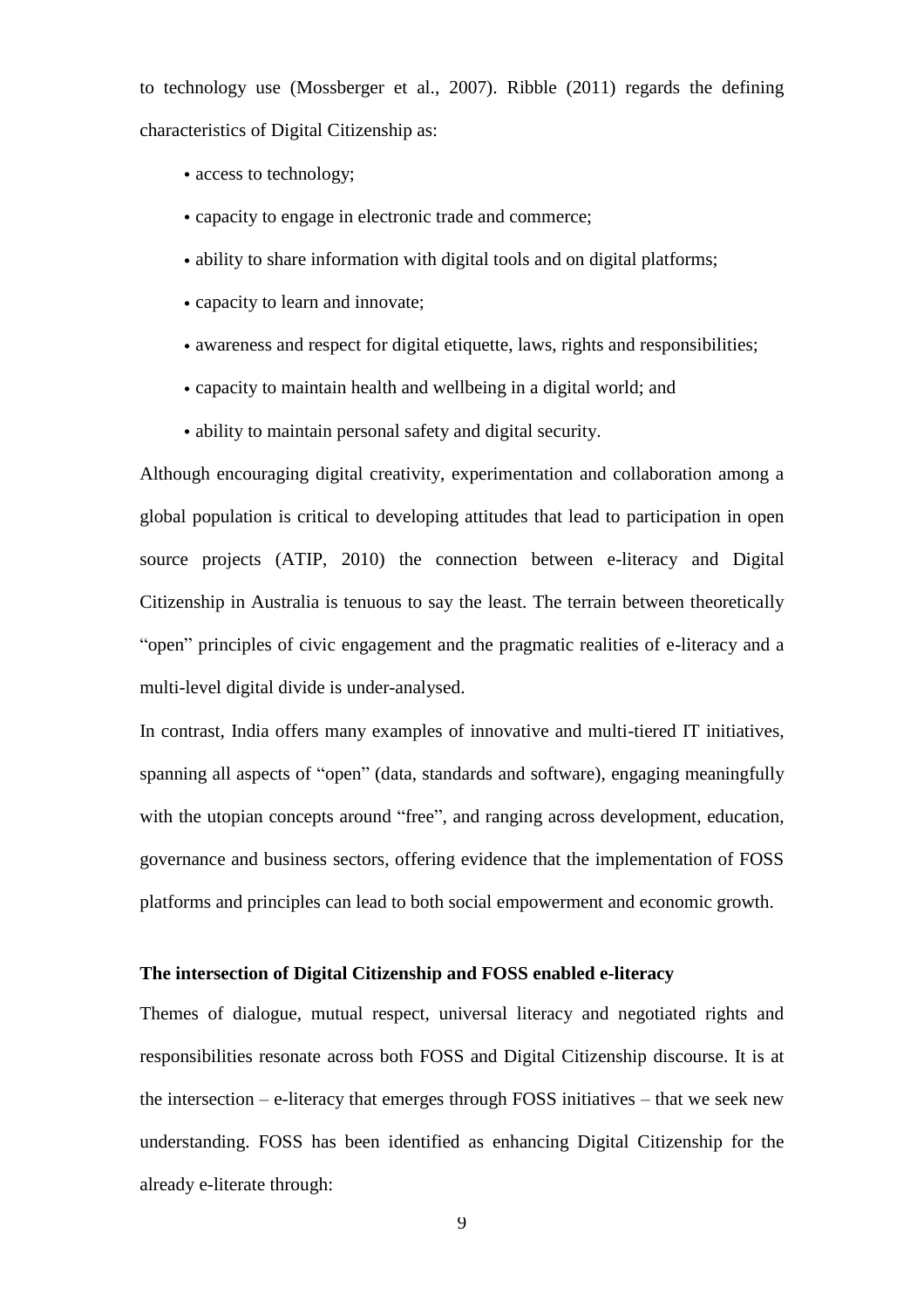to technology use (Mossberger et al., 2007). Ribble (2011) regards the defining characteristics of Digital Citizenship as:

- access to technology;
- capacity to engage in electronic trade and commerce;
- ability to share information with digital tools and on digital platforms;
- capacity to learn and innovate;
- awareness and respect for digital etiquette, laws, rights and responsibilities;
- capacity to maintain health and wellbeing in a digital world; and
- ability to maintain personal safety and digital security.

Although encouraging digital creativity, experimentation and collaboration among a global population is critical to developing attitudes that lead to participation in open source projects (ATIP, 2010) the connection between e-literacy and Digital Citizenship in Australia is tenuous to say the least. The terrain between theoretically "open" principles of civic engagement and the pragmatic realities of e-literacy and a multi-level digital divide is under-analysed.

In contrast, India offers many examples of innovative and multi-tiered IT initiatives, spanning all aspects of "open" (data, standards and software), engaging meaningfully with the utopian concepts around "free", and ranging across development, education, governance and business sectors, offering evidence that the implementation of FOSS platforms and principles can lead to both social empowerment and economic growth.

**The intersection of Digital Citizenship and FOSS enabled e-literacy**

Themes of dialogue, mutual respect, universal literacy and negotiated rights and responsibilities resonate across both FOSS and Digital Citizenship discourse. It is at the intersection – e-literacy that emerges through FOSS initiatives – that we seek new understanding. FOSS has been identified as enhancing Digital Citizenship for the already e-literate through: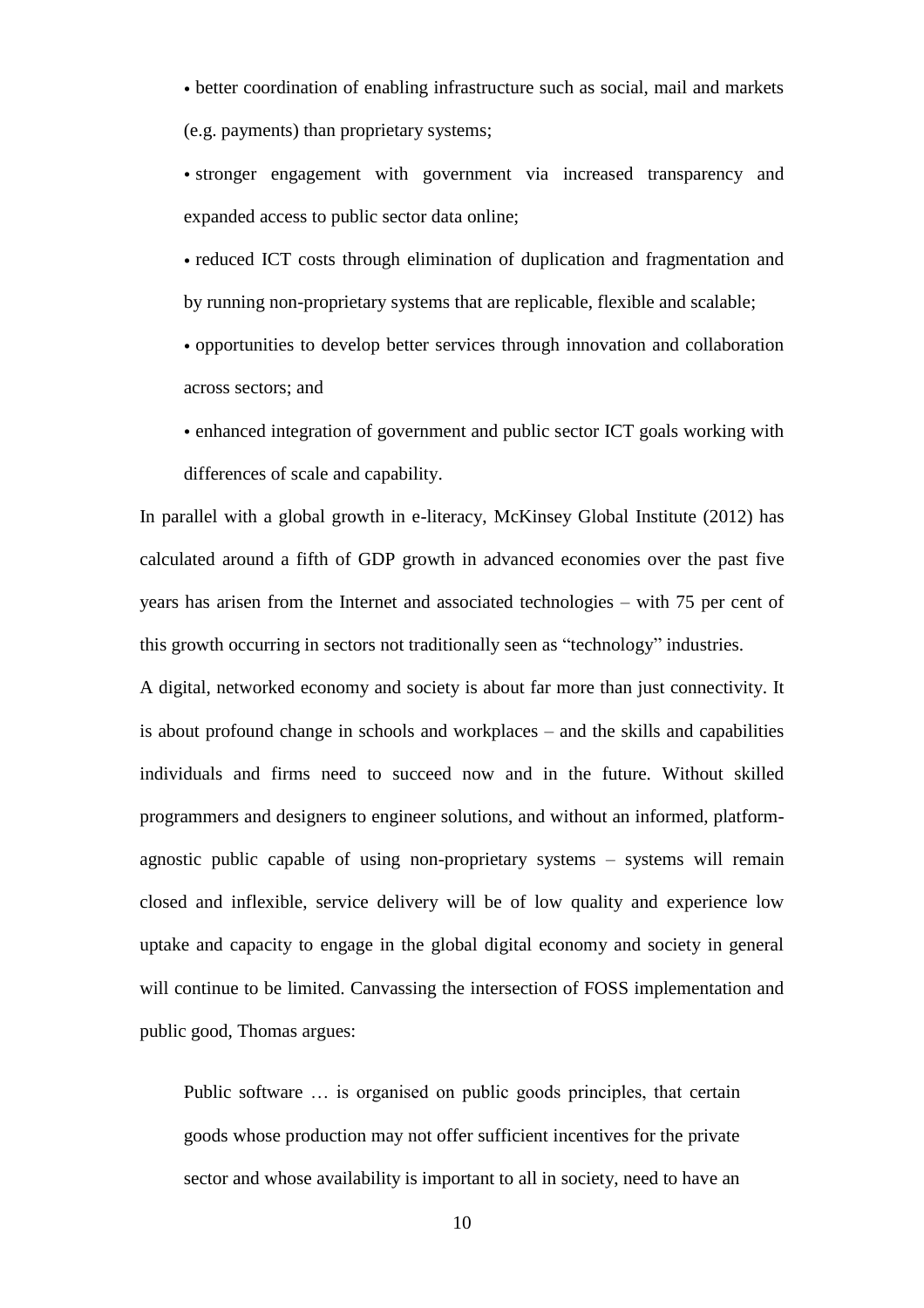- better coordination of enabling infrastructure such as social, mail and markets (e.g. payments) than proprietary systems;
- stronger engagement with government via increased transparency and expanded access to public sector data online;
- reduced ICT costs through elimination of duplication and fragmentation and by running non-proprietary systems that are replicable, flexible and scalable;
- opportunities to develop better services through innovation and collaboration across sectors; and
- enhanced integration of government and public sector ICT goals working with differences of scale and capability.

In parallel with a global growth in e-literacy, McKinsey Global Institute (2012) has calculated around a fifth of GDP growth in advanced economies over the past five years has arisen from the Internet and associated technologies – with 75 per cent of this growth occurring in sectors not traditionally seen as "technology" industries.

A digital, networked economy and society is about far more than just connectivity. It is about profound change in schools and workplaces – and the skills and capabilities individuals and firms need to succeed now and in the future. Without skilled programmers and designers to engineer solutions, and without an informed, platform-agnostic public capable of using non-proprietary systems – systems will remain closed and inflexible, service delivery will be of low quality and experience low uptake and capacity to engage in the global digital economy and society in general will continue to be limited. Canvassing the intersection of FOSS implementation and public good, Thomas argues:

> Public software … is organised on public goods principles, that certain goods whose production may not offer sufficient incentives for the private sector and whose availability is important to all in society, need to have an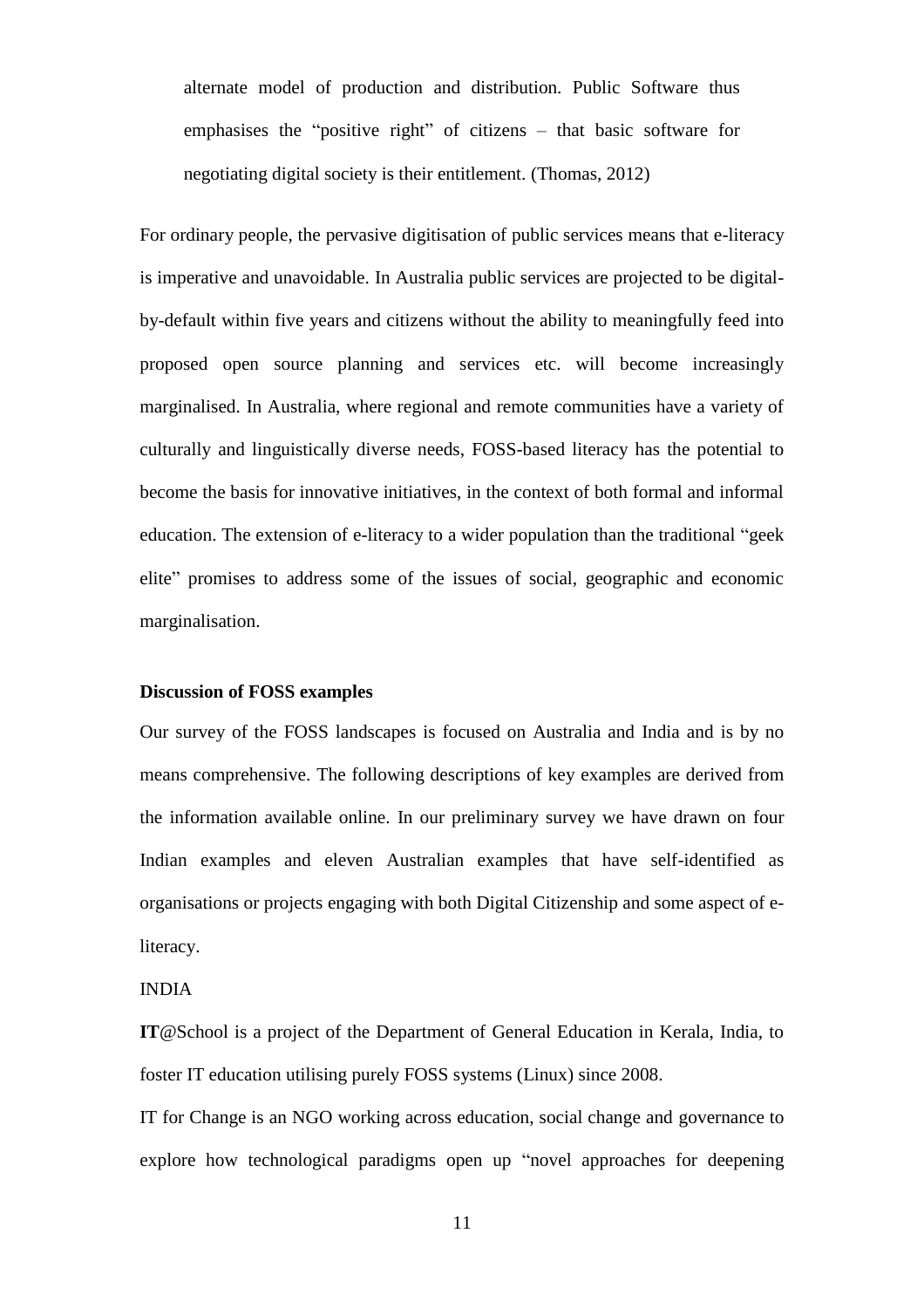> alternate model of production and distribution. Public Software thus emphasises the "positive right" of citizens – that basic software for negotiating digital society is their entitlement. (Thomas, 2012)

For ordinary people, the pervasive digitisation of public services means that e-literacy is imperative and unavoidable. In Australia public services are projected to be digital-by-default within five years and citizens without the ability to meaningfully feed into proposed open source planning and services etc. will become increasingly marginalised. In Australia, where regional and remote communities have a variety of culturally and linguistically diverse needs, FOSS-based literacy has the potential to become the basis for innovative initiatives, in the context of both formal and informal education. The extension of e-literacy to a wider population than the traditional "geek elite" promises to address some of the issues of social, geographic and economic marginalisation.

### Discussion of FOSS examples

Our survey of the FOSS landscapes is focused on Australia and India and is by no means comprehensive. The following descriptions of key examples are derived from the information available online. In our preliminary survey we have drawn on four Indian examples and eleven Australian examples that have self-identified as organisations or projects engaging with both Digital Citizenship and some aspect of e-literacy.

INDIA

**IT**@School is a project of the Department of General Education in Kerala, India, to foster IT education utilising purely FOSS systems (Linux) since 2008.

IT for Change is an NGO working across education, social change and governance to explore how technological paradigms open up "novel approaches for deepening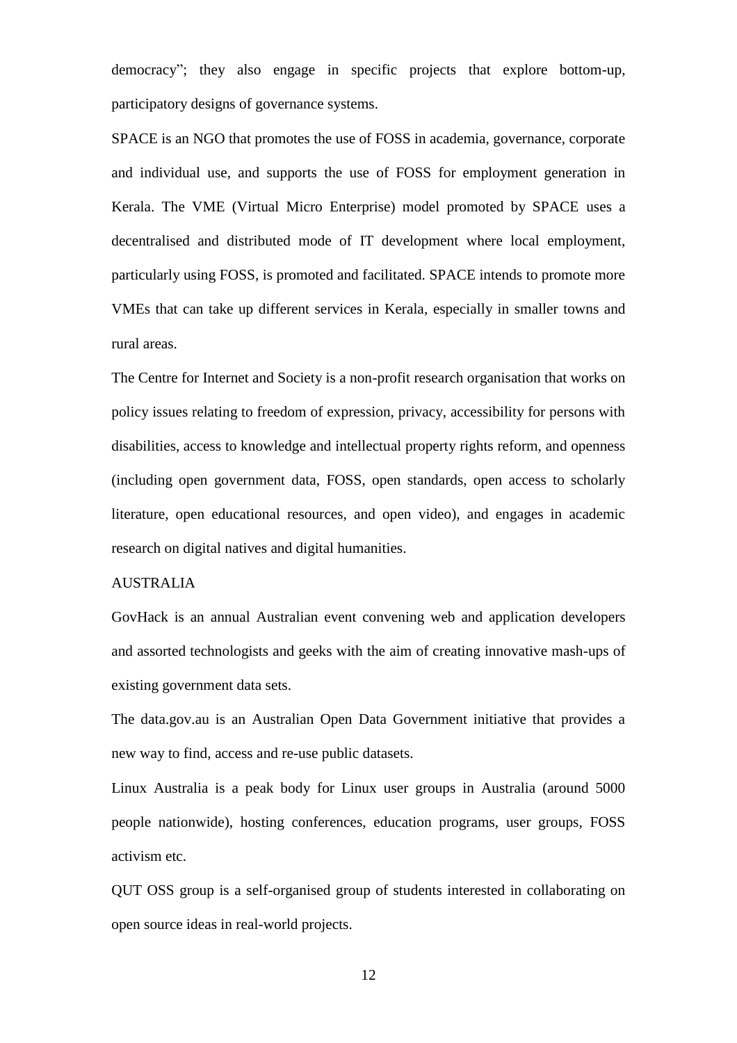democracy"; they also engage in specific projects that explore bottom-up, participatory designs of governance systems.

SPACE is an NGO that promotes the use of FOSS in academia, governance, corporate and individual use, and supports the use of FOSS for employment generation in Kerala. The VME (Virtual Micro Enterprise) model promoted by SPACE uses a decentralised and distributed mode of IT development where local employment, particularly using FOSS, is promoted and facilitated. SPACE intends to promote more VMEs that can take up different services in Kerala, especially in smaller towns and rural areas.

The Centre for Internet and Society is a non-profit research organisation that works on policy issues relating to freedom of expression, privacy, accessibility for persons with disabilities, access to knowledge and intellectual property rights reform, and openness (including open government data, FOSS, open standards, open access to scholarly literature, open educational resources, and open video), and engages in academic research on digital natives and digital humanities.

AUSTRALIA

GovHack is an annual Australian event convening web and application developers and assorted technologists and geeks with the aim of creating innovative mash-ups of existing government data sets.

The data.gov.au is an Australian Open Data Government initiative that provides a new way to find, access and re-use public datasets.

Linux Australia is a peak body for Linux user groups in Australia (around 5000 people nationwide), hosting conferences, education programs, user groups, FOSS activism etc.

QUT OSS group is a self-organised group of students interested in collaborating on open source ideas in real-world projects.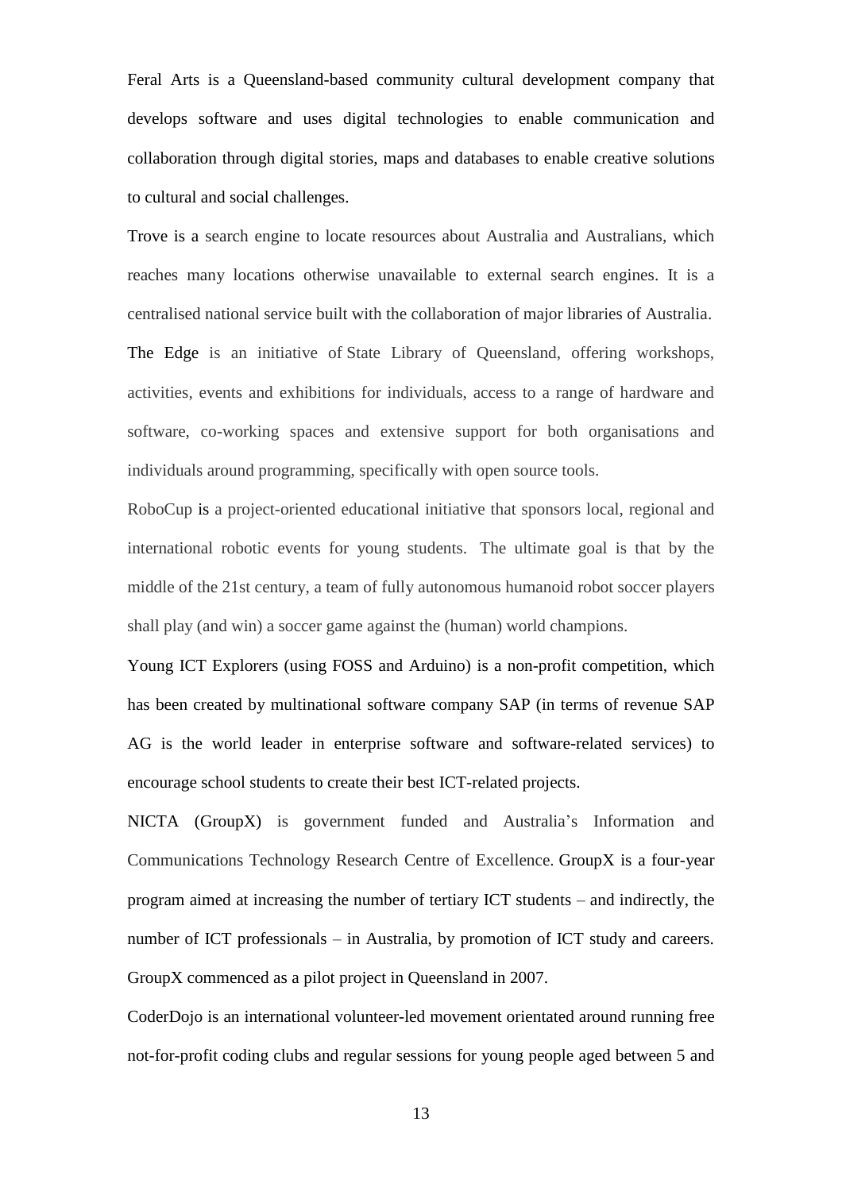Feral Arts is a Queensland-based community cultural development company that develops software and uses digital technologies to enable communication and collaboration through digital stories, maps and databases to enable creative solutions to cultural and social challenges.

Trove is a search engine to locate resources about Australia and Australians, which reaches many locations otherwise unavailable to external search engines. It is a centralised national service built with the collaboration of major libraries of Australia.

The Edge is an initiative of State Library of Queensland, offering workshops, activities, events and exhibitions for individuals, access to a range of hardware and software, co-working spaces and extensive support for both organisations and individuals around programming, specifically with open source tools.

RoboCup is a project-oriented educational initiative that sponsors local, regional and international robotic events for young students. The ultimate goal is that by the middle of the 21st century, a team of fully autonomous humanoid robot soccer players shall play (and win) a soccer game against the (human) world champions.

Young ICT Explorers (using FOSS and Arduino) is a non-profit competition, which has been created by multinational software company SAP (in terms of revenue SAP AG is the world leader in enterprise software and software-related services) to encourage school students to create their best ICT-related projects.

NICTA (GroupX) is government funded and Australia's Information and Communications Technology Research Centre of Excellence. GroupX is a four-year program aimed at increasing the number of tertiary ICT students – and indirectly, the number of ICT professionals – in Australia, by promotion of ICT study and careers. GroupX commenced as a pilot project in Queensland in 2007.

CoderDojo is an international volunteer-led movement orientated around running free not-for-profit coding clubs and regular sessions for young people aged between 5 and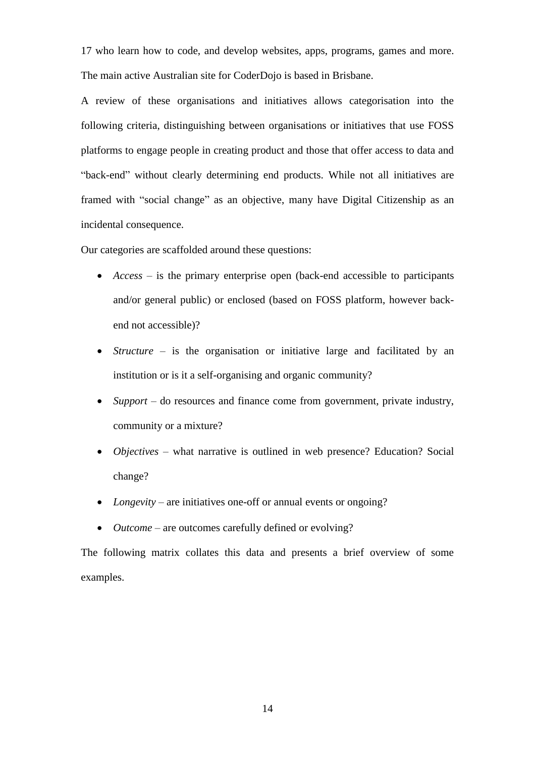17 who learn how to code, and develop websites, apps, programs, games and more. The main active Australian site for CoderDojo is based in Brisbane.

A review of these organisations and initiatives allows categorisation into the following criteria, distinguishing between organisations or initiatives that use FOSS platforms to engage people in creating product and those that offer access to data and "back-end" without clearly determining end products. While not all initiatives are framed with "social change" as an objective, many have Digital Citizenship as an incidental consequence.

Our categories are scaffolded around these questions:

- *Access* – is the primary enterprise open (back-end accessible to participants and/or general public) or enclosed (based on FOSS platform, however back-end not accessible)?
- *Structure* – is the organisation or initiative large and facilitated by an institution or is it a self-organising and organic community?
- *Support* – do resources and finance come from government, private industry, community or a mixture?
- *Objectives* – what narrative is outlined in web presence? Education? Social change?
- *Longevity* – are initiatives one-off or annual events or ongoing?
- *Outcome* – are outcomes carefully defined or evolving?

The following matrix collates this data and presents a brief overview of some examples.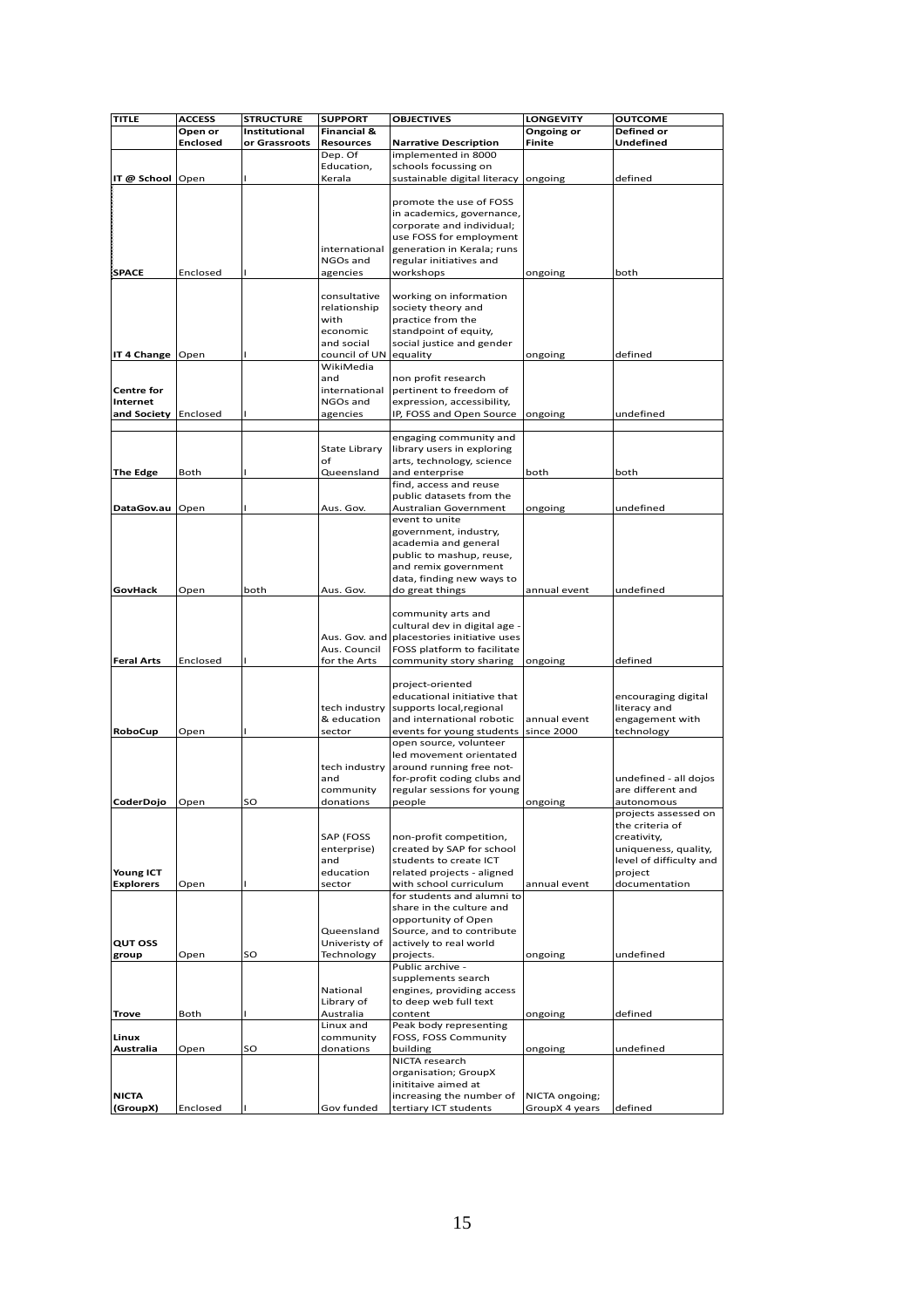| TITLE | ACCESS | STRUCTURE | SUPPORT | OBJECTIVES | LONGEVITY | OUTCOME |
|---|---|---|---|---|---|---|
| | Open or Enclosed | Institutional or Grassroots | Financial & Resources | Narrative Description | Ongoing or Finite | Defined or Undefined |
| IT @ School | Open | I | Dep. Of Education, Kerala | implemented in 8000 schools focussing on sustainable digital literacy | ongoing | defined |
| SPACE | Enclosed | I | international NGOs and agencies | promote the use of FOSS in academics, governance, corporate and individual; use FOSS for employment generation in Kerala; runs regular initiatives and workshops | ongoing | both |
| IT 4 Change | Open | I | consultative relationship with economic and social council of UN | working on information society theory and practice from the standpoint of equity, social justice and gender equality | ongoing | defined |
| Centre for Internet and Society | Enclosed | I | WikiMedia and international NGOs and agencies | non profit research pertinent to freedom of expression, accessibility, IP, FOSS and Open Source | ongoing | undefined |
| The Edge | Both | I | State Library of Queensland | engaging community and library users in exploring arts, technology, science and enterprise | both | both |
| DataGov.au | Open | I | Aus. Gov. | find, access and reuse public datasets from the Australian Government | ongoing | undefined |
| GovHack | Open | both | Aus. Gov. | event to unite government, industry, academia and general public to mashup, reuse, and remix government data, finding new ways to do great things | annual event | undefined |
| Feral Arts | Enclosed | I | Aus. Gov. and Aus. Council for the Arts | community arts and cultural dev in digital age - placestories initiative uses FOSS platform to facilitate community story sharing | ongoing | defined |
| RoboCup | Open | I | tech industry & education sector | project-oriented educational initiative that supports local,regional and international robotic events for young students | annual event since 2000 | encouraging digital literacy and engagement with technology |
| CoderDojo | Open | SO | tech industry and community donations | open source, volunteer led movement orientated around running free not-for-profit coding clubs and regular sessions for young people | ongoing | undefined - all dojos are different and autonomous |
| Young ICT Explorers | Open | I | SAP (FOSS enterprise) and education sector | non-profit competition, created by SAP for school students to create ICT related projects - aligned with school curriculum | annual event | projects assessed on the criteria of creativity, uniqueness, quality, level of difficulty and project documentation |
| QUT OSS group | Open | SO | Queensland Univeristy of Technology | for students and alumni to share in the culture and opportunity of Open Source, and to contribute actively to real world projects. | ongoing | undefined |
| Trove | Both | I | National Library of Australia | Public archive - supplements search engines, providing access to deep web full text content | ongoing | defined |
| Linux Australia | Open | SO | Linux and community donations | Peak body representing FOSS, FOSS Community building | ongoing | undefined |
| NICTA (GroupX) | Enclosed | I | Gov funded | NICTA research organisation; GroupX inititaive aimed at increasing the number of tertiary ICT students | NICTA ongoing; GroupX 4 years | defined |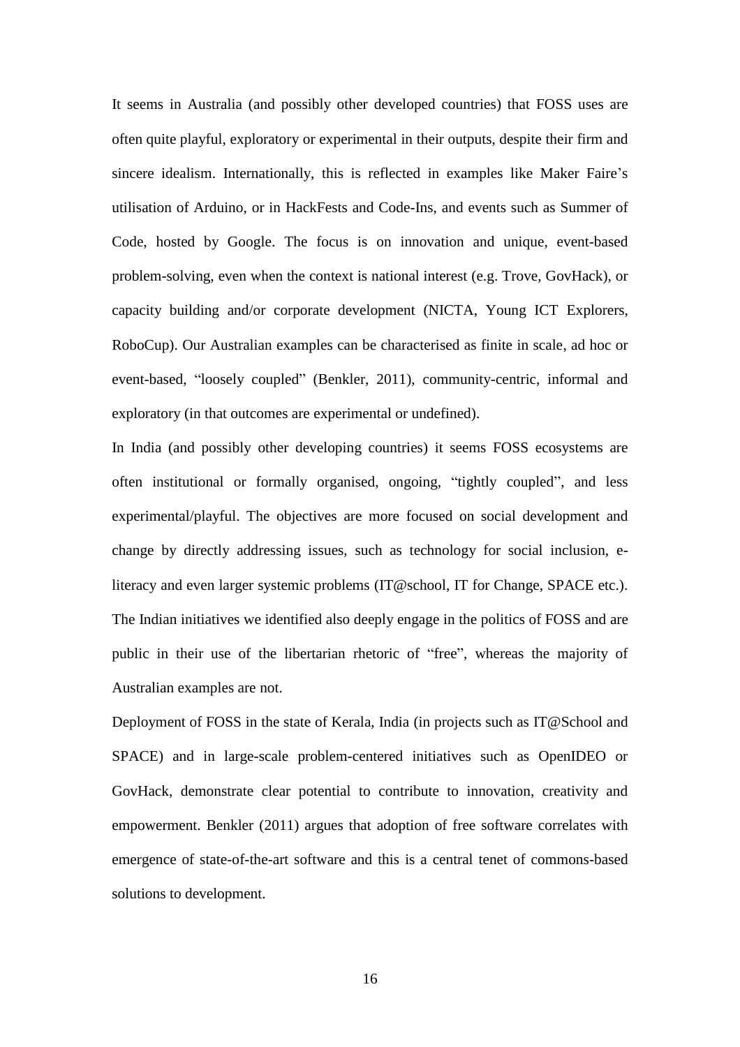It seems in Australia (and possibly other developed countries) that FOSS uses are often quite playful, exploratory or experimental in their outputs, despite their firm and sincere idealism. Internationally, this is reflected in examples like Maker Faire's utilisation of Arduino, or in HackFests and Code-Ins, and events such as Summer of Code, hosted by Google. The focus is on innovation and unique, event-based problem-solving, even when the context is national interest (e.g. Trove, GovHack), or capacity building and/or corporate development (NICTA, Young ICT Explorers, RoboCup). Our Australian examples can be characterised as finite in scale, ad hoc or event-based, "loosely coupled" (Benkler, 2011), community-centric, informal and exploratory (in that outcomes are experimental or undefined).

In India (and possibly other developing countries) it seems FOSS ecosystems are often institutional or formally organised, ongoing, "tightly coupled", and less experimental/playful. The objectives are more focused on social development and change by directly addressing issues, such as technology for social inclusion, e-literacy and even larger systemic problems (IT@school, IT for Change, SPACE etc.). The Indian initiatives we identified also deeply engage in the politics of FOSS and are public in their use of the libertarian rhetoric of "free", whereas the majority of Australian examples are not.

Deployment of FOSS in the state of Kerala, India (in projects such as IT@School and SPACE) and in large-scale problem-centered initiatives such as OpenIDEO or GovHack, demonstrate clear potential to contribute to innovation, creativity and empowerment. Benkler (2011) argues that adoption of free software correlates with emergence of state-of-the-art software and this is a central tenet of commons-based solutions to development.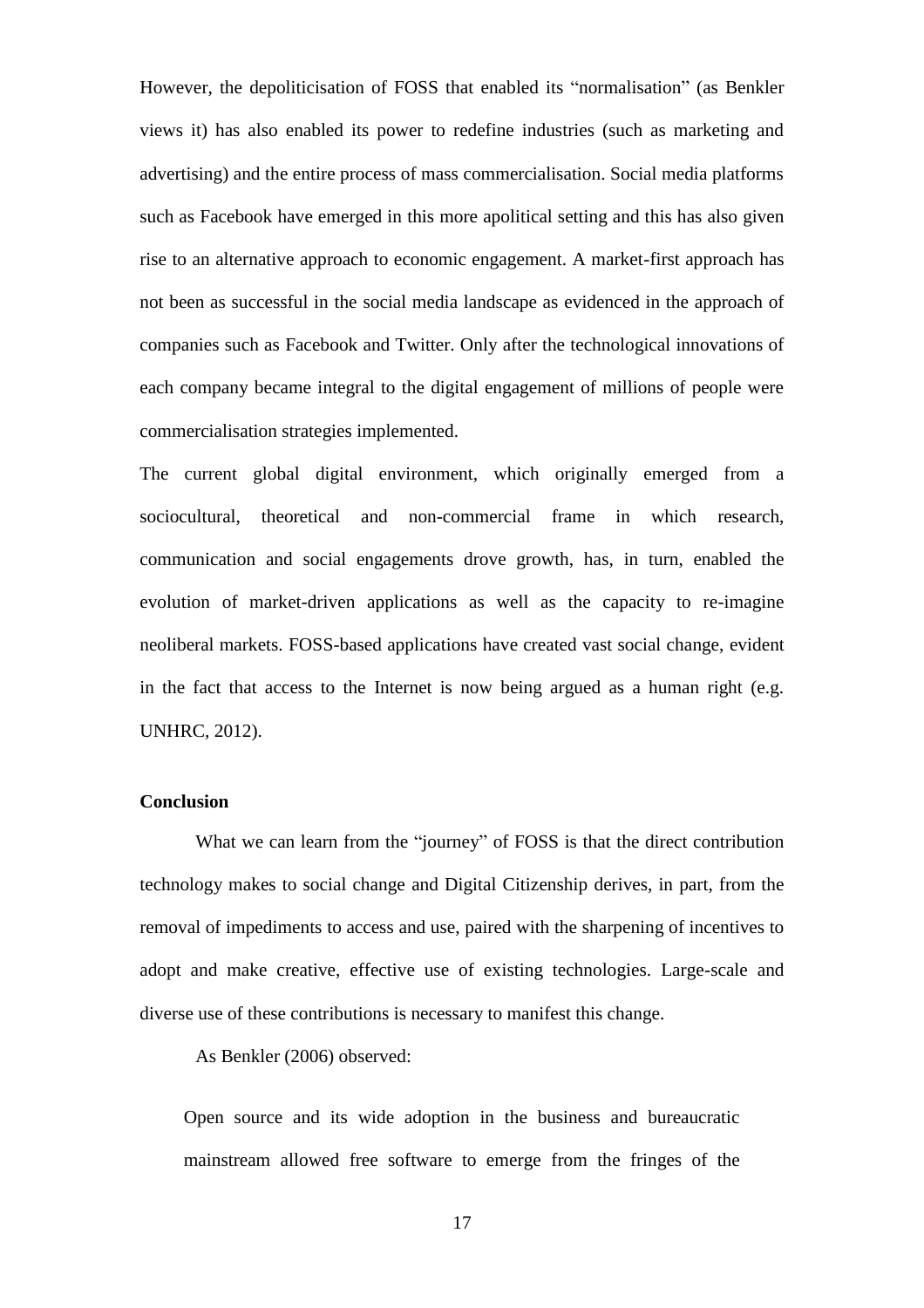However, the depoliticisation of FOSS that enabled its "normalisation" (as Benkler views it) has also enabled its power to redefine industries (such as marketing and advertising) and the entire process of mass commercialisation. Social media platforms such as Facebook have emerged in this more apolitical setting and this has also given rise to an alternative approach to economic engagement. A market-first approach has not been as successful in the social media landscape as evidenced in the approach of companies such as Facebook and Twitter. Only after the technological innovations of each company became integral to the digital engagement of millions of people were commercialisation strategies implemented.

The current global digital environment, which originally emerged from a sociocultural, theoretical and non-commercial frame in which research, communication and social engagements drove growth, has, in turn, enabled the evolution of market-driven applications as well as the capacity to re-imagine neoliberal markets. FOSS-based applications have created vast social change, evident in the fact that access to the Internet is now being argued as a human right (e.g. UNHRC, 2012).

**Conclusion**

What we can learn from the "journey" of FOSS is that the direct contribution technology makes to social change and Digital Citizenship derives, in part, from the removal of impediments to access and use, paired with the sharpening of incentives to adopt and make creative, effective use of existing technologies. Large-scale and diverse use of these contributions is necessary to manifest this change.

As Benkler (2006) observed:

> Open source and its wide adoption in the business and bureaucratic mainstream allowed free software to emerge from the fringes of the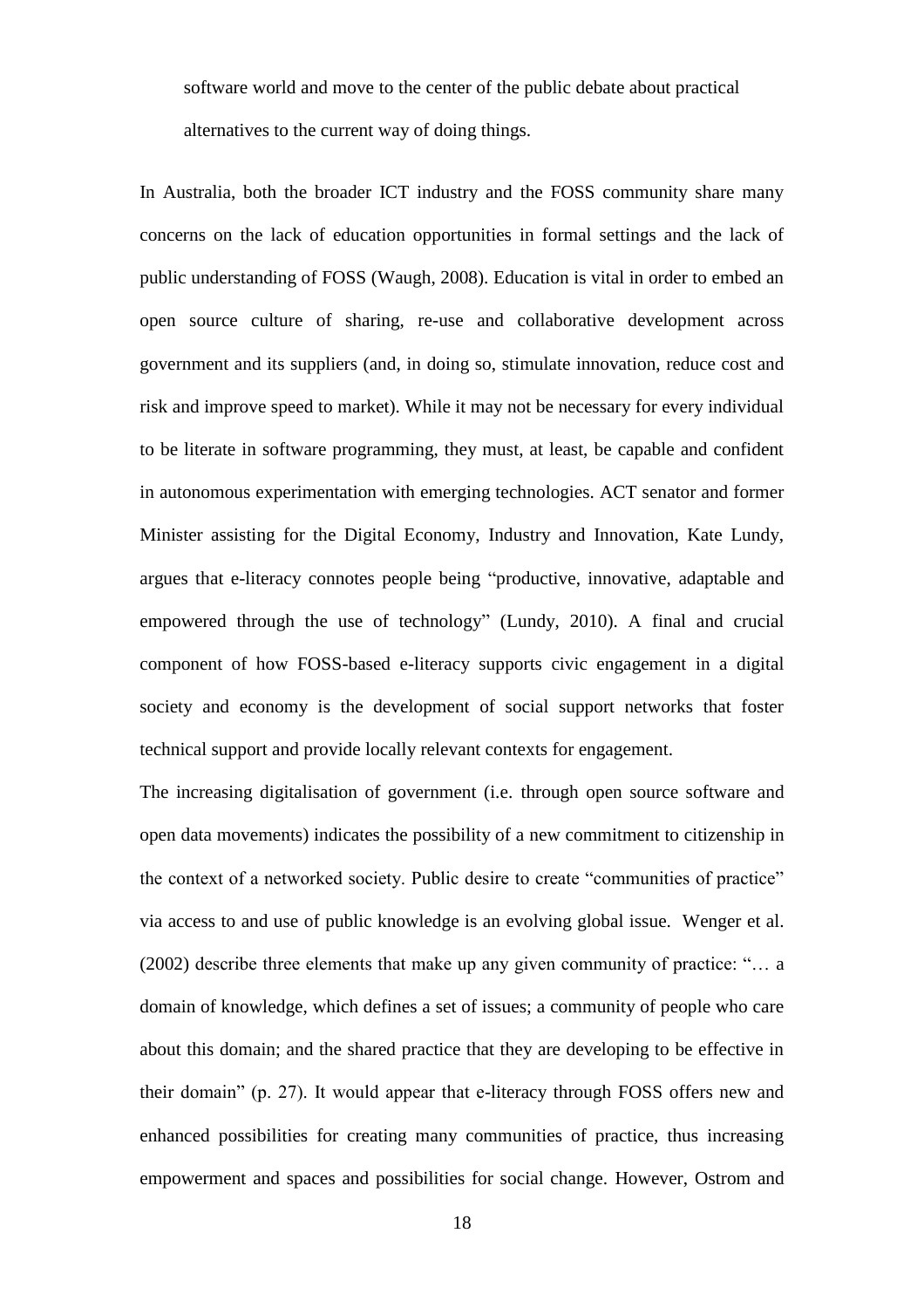> software world and move to the center of the public debate about practical alternatives to the current way of doing things.

In Australia, both the broader ICT industry and the FOSS community share many concerns on the lack of education opportunities in formal settings and the lack of public understanding of FOSS (Waugh, 2008). Education is vital in order to embed an open source culture of sharing, re-use and collaborative development across government and its suppliers (and, in doing so, stimulate innovation, reduce cost and risk and improve speed to market). While it may not be necessary for every individual to be literate in software programming, they must, at least, be capable and confident in autonomous experimentation with emerging technologies. ACT senator and former Minister assisting for the Digital Economy, Industry and Innovation, Kate Lundy, argues that e-literacy connotes people being "productive, innovative, adaptable and empowered through the use of technology" (Lundy, 2010). A final and crucial component of how FOSS-based e-literacy supports civic engagement in a digital society and economy is the development of social support networks that foster technical support and provide locally relevant contexts for engagement.

The increasing digitalisation of government (i.e. through open source software and open data movements) indicates the possibility of a new commitment to citizenship in the context of a networked society. Public desire to create "communities of practice" via access to and use of public knowledge is an evolving global issue. Wenger et al. (2002) describe three elements that make up any given community of practice: "… a domain of knowledge, which defines a set of issues; a community of people who care about this domain; and the shared practice that they are developing to be effective in their domain" (p. 27). It would appear that e-literacy through FOSS offers new and enhanced possibilities for creating many communities of practice, thus increasing empowerment and spaces and possibilities for social change. However, Ostrom and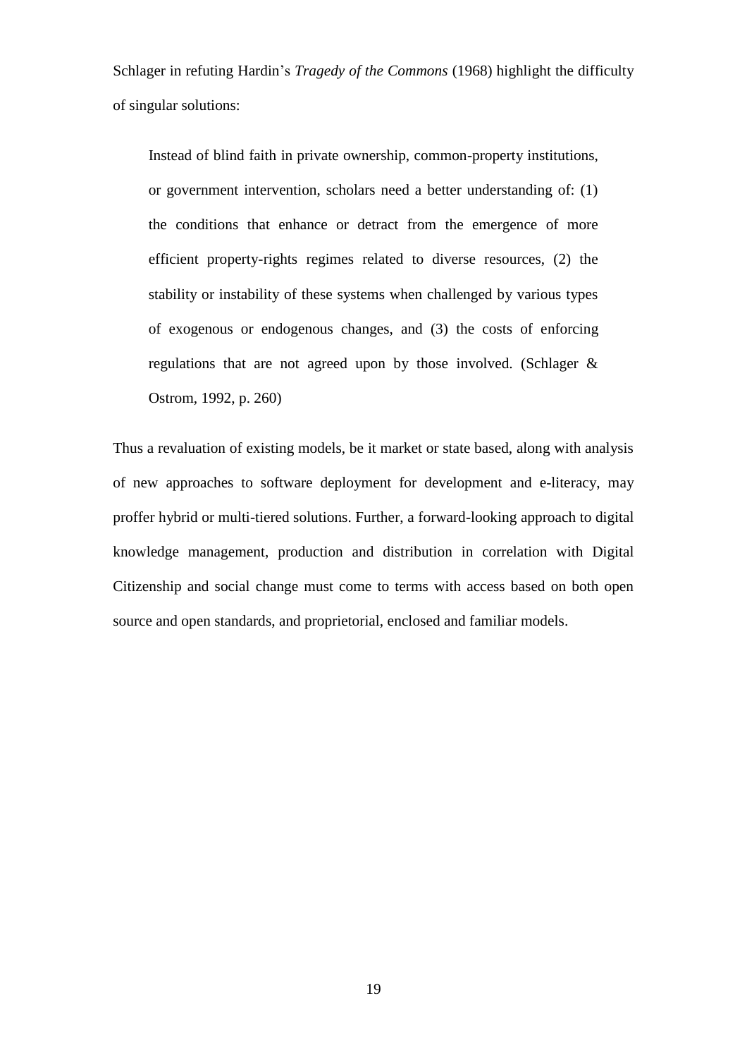Schlager in refuting Hardin's *Tragedy of the Commons* (1968) highlight the difficulty of singular solutions:

> Instead of blind faith in private ownership, common-property institutions, or government intervention, scholars need a better understanding of: (1) the conditions that enhance or detract from the emergence of more efficient property-rights regimes related to diverse resources, (2) the stability or instability of these systems when challenged by various types of exogenous or endogenous changes, and (3) the costs of enforcing regulations that are not agreed upon by those involved. (Schlager & Ostrom, 1992, p. 260)

Thus a revaluation of existing models, be it market or state based, along with analysis of new approaches to software deployment for development and e-literacy, may proffer hybrid or multi-tiered solutions. Further, a forward-looking approach to digital knowledge management, production and distribution in correlation with Digital Citizenship and social change must come to terms with access based on both open source and open standards, and proprietorial, enclosed and familiar models.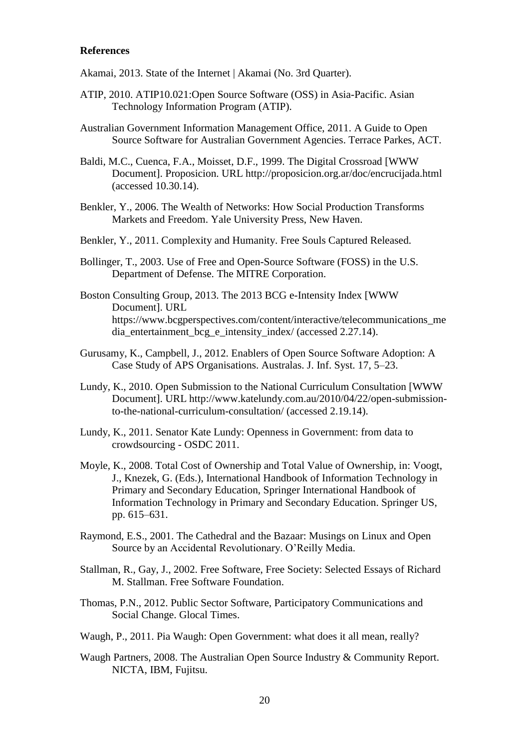**References**

Akamai, 2013. State of the Internet | Akamai (No. 3rd Quarter).

ATIP, 2010. ATIP10.021:Open Source Software (OSS) in Asia-Pacific. Asian Technology Information Program (ATIP).

Australian Government Information Management Office, 2011. A Guide to Open Source Software for Australian Government Agencies. Terrace Parkes, ACT.

Baldi, M.C., Cuenca, F.A., Moisset, D.F., 1999. The Digital Crossroad [WWW Document]. Proposicion. URL http://proposicion.org.ar/doc/encrucijada.html (accessed 10.30.14).

Benkler, Y., 2006. The Wealth of Networks: How Social Production Transforms Markets and Freedom. Yale University Press, New Haven.

Benkler, Y., 2011. Complexity and Humanity. Free Souls Captured Released.

Bollinger, T., 2003. Use of Free and Open-Source Software (FOSS) in the U.S. Department of Defense. The MITRE Corporation.

Boston Consulting Group, 2013. The 2013 BCG e-Intensity Index [WWW Document]. URL https://www.bcgperspectives.com/content/interactive/telecommunications_media_entertainment_bcg_e_intensity_index/ (accessed 2.27.14).

Gurusamy, K., Campbell, J., 2012. Enablers of Open Source Software Adoption: A Case Study of APS Organisations. Australas. J. Inf. Syst. 17, 5–23.

Lundy, K., 2010. Open Submission to the National Curriculum Consultation [WWW Document]. URL http://www.katelundy.com.au/2010/04/22/open-submission-to-the-national-curriculum-consultation/ (accessed 2.19.14).

Lundy, K., 2011. Senator Kate Lundy: Openness in Government: from data to crowdsourcing - OSDC 2011.

Moyle, K., 2008. Total Cost of Ownership and Total Value of Ownership, in: Voogt, J., Knezek, G. (Eds.), International Handbook of Information Technology in Primary and Secondary Education, Springer International Handbook of Information Technology in Primary and Secondary Education. Springer US, pp. 615–631.

Raymond, E.S., 2001. The Cathedral and the Bazaar: Musings on Linux and Open Source by an Accidental Revolutionary. O'Reilly Media.

Stallman, R., Gay, J., 2002. Free Software, Free Society: Selected Essays of Richard M. Stallman. Free Software Foundation.

Thomas, P.N., 2012. Public Sector Software, Participatory Communications and Social Change. Glocal Times.

Waugh, P., 2011. Pia Waugh: Open Government: what does it all mean, really?

Waugh Partners, 2008. The Australian Open Source Industry & Community Report. NICTA, IBM, Fujitsu.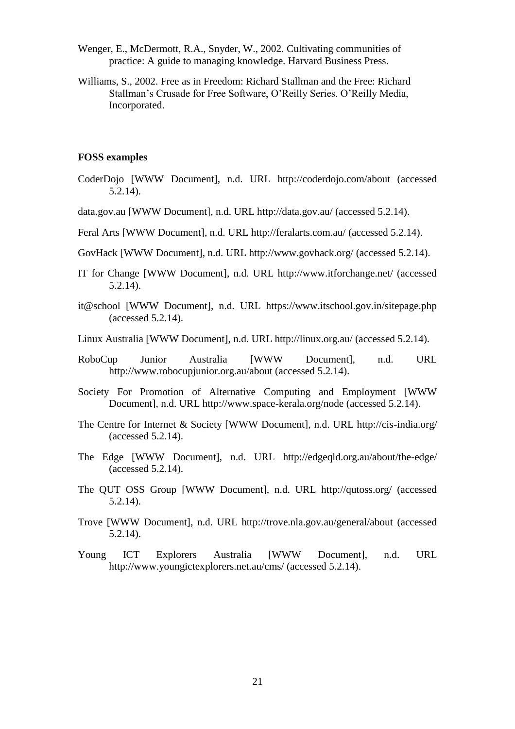Wenger, E., McDermott, R.A., Snyder, W., 2002. Cultivating communities of practice: A guide to managing knowledge. Harvard Business Press.

Williams, S., 2002. Free as in Freedom: Richard Stallman and the Free: Richard Stallman's Crusade for Free Software, O'Reilly Series. O'Reilly Media, Incorporated.

### FOSS examples

CoderDojo [WWW Document], n.d. URL http://coderdojo.com/about (accessed 5.2.14).

data.gov.au [WWW Document], n.d. URL http://data.gov.au/ (accessed 5.2.14).

Feral Arts [WWW Document], n.d. URL http://feralarts.com.au/ (accessed 5.2.14).

GovHack [WWW Document], n.d. URL http://www.govhack.org/ (accessed 5.2.14).

IT for Change [WWW Document], n.d. URL http://www.itforchange.net/ (accessed 5.2.14).

it@school [WWW Document], n.d. URL https://www.itschool.gov.in/sitepage.php (accessed 5.2.14).

Linux Australia [WWW Document], n.d. URL http://linux.org.au/ (accessed 5.2.14).

RoboCup Junior Australia [WWW Document], n.d. URL http://www.robocupjunior.org.au/about (accessed 5.2.14).

Society For Promotion of Alternative Computing and Employment [WWW Document], n.d. URL http://www.space-kerala.org/node (accessed 5.2.14).

The Centre for Internet & Society [WWW Document], n.d. URL http://cis-india.org/ (accessed 5.2.14).

The Edge [WWW Document], n.d. URL http://edgeqld.org.au/about/the-edge/ (accessed 5.2.14).

The QUT OSS Group [WWW Document], n.d. URL http://qutoss.org/ (accessed 5.2.14).

Trove [WWW Document], n.d. URL http://trove.nla.gov.au/general/about (accessed 5.2.14).

Young ICT Explorers Australia [WWW Document], n.d. URL http://www.youngictexplorers.net.au/cms/ (accessed 5.2.14).